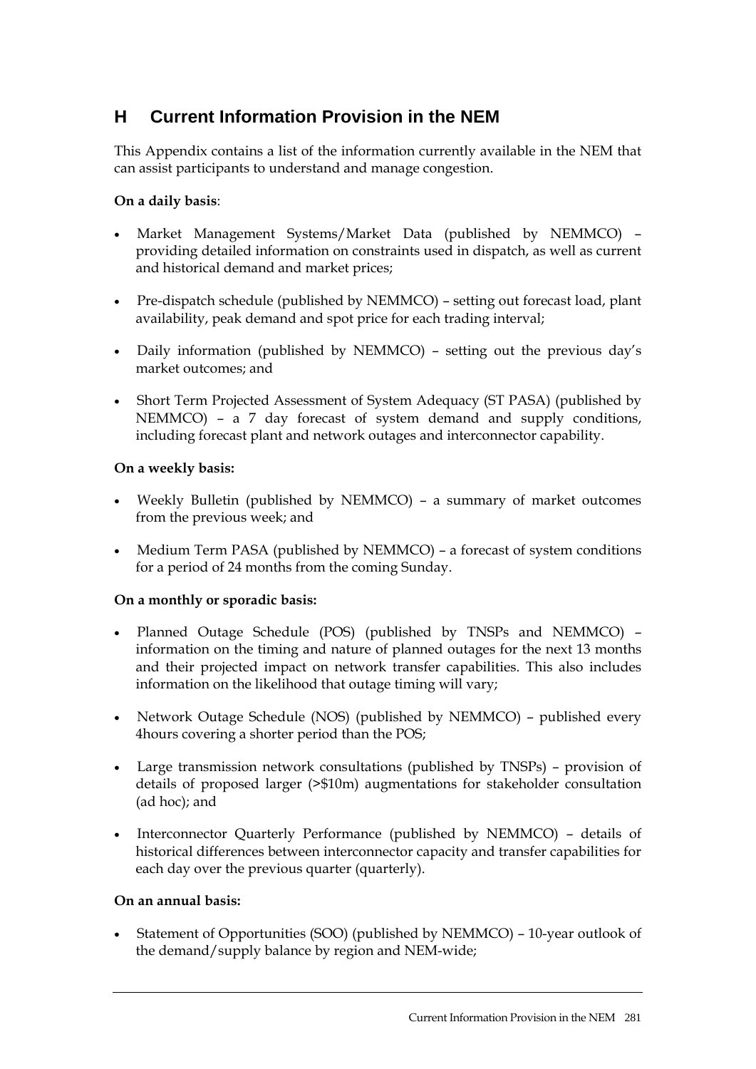# H Current Information Provision in the NEM

This Appendix contains a list of the information currently available in the NEM that can assist participants to understand and manage congestion.

**On a daily basis**:

- Market Management Systems/Market Data (published by NEMMCO) – providing detailed information on constraints used in dispatch, as well as current and historical demand and market prices;
- Pre-dispatch schedule (published by NEMMCO) – setting out forecast load, plant availability, peak demand and spot price for each trading interval;
- Daily information (published by NEMMCO) – setting out the previous day's market outcomes; and
- Short Term Projected Assessment of System Adequacy (ST PASA) (published by NEMMCO) – a 7 day forecast of system demand and supply conditions, including forecast plant and network outages and interconnector capability.

**On a weekly basis:**

- Weekly Bulletin (published by NEMMCO) – a summary of market outcomes from the previous week; and
- Medium Term PASA (published by NEMMCO) – a forecast of system conditions for a period of 24 months from the coming Sunday.

**On a monthly or sporadic basis:**

- Planned Outage Schedule (POS) (published by TNSPs and NEMMCO) – information on the timing and nature of planned outages for the next 13 months and their projected impact on network transfer capabilities. This also includes information on the likelihood that outage timing will vary;
- Network Outage Schedule (NOS) (published by NEMMCO) – published every 4hours covering a shorter period than the POS;
- Large transmission network consultations (published by TNSPs) – provision of details of proposed larger (>$10m) augmentations for stakeholder consultation (ad hoc); and
- Interconnector Quarterly Performance (published by NEMMCO) – details of historical differences between interconnector capacity and transfer capabilities for each day over the previous quarter (quarterly).

**On an annual basis:**

- Statement of Opportunities (SOO) (published by NEMMCO) – 10-year outlook of the demand/supply balance by region and NEM-wide;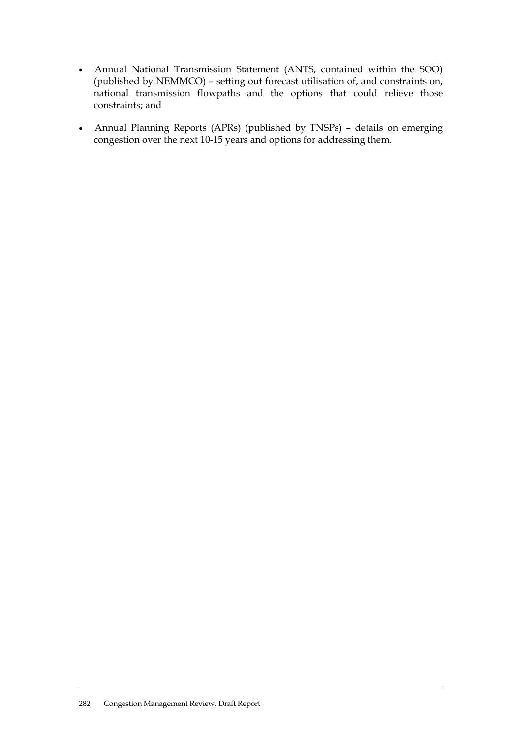- Annual National Transmission Statement (ANTS, contained within the SOO) (published by NEMMCO) – setting out forecast utilisation of, and constraints on, national transmission flowpaths and the options that could relieve those constraints; and
- Annual Planning Reports (APRs) (published by TNSPs) – details on emerging congestion over the next 10-15 years and options for addressing them.